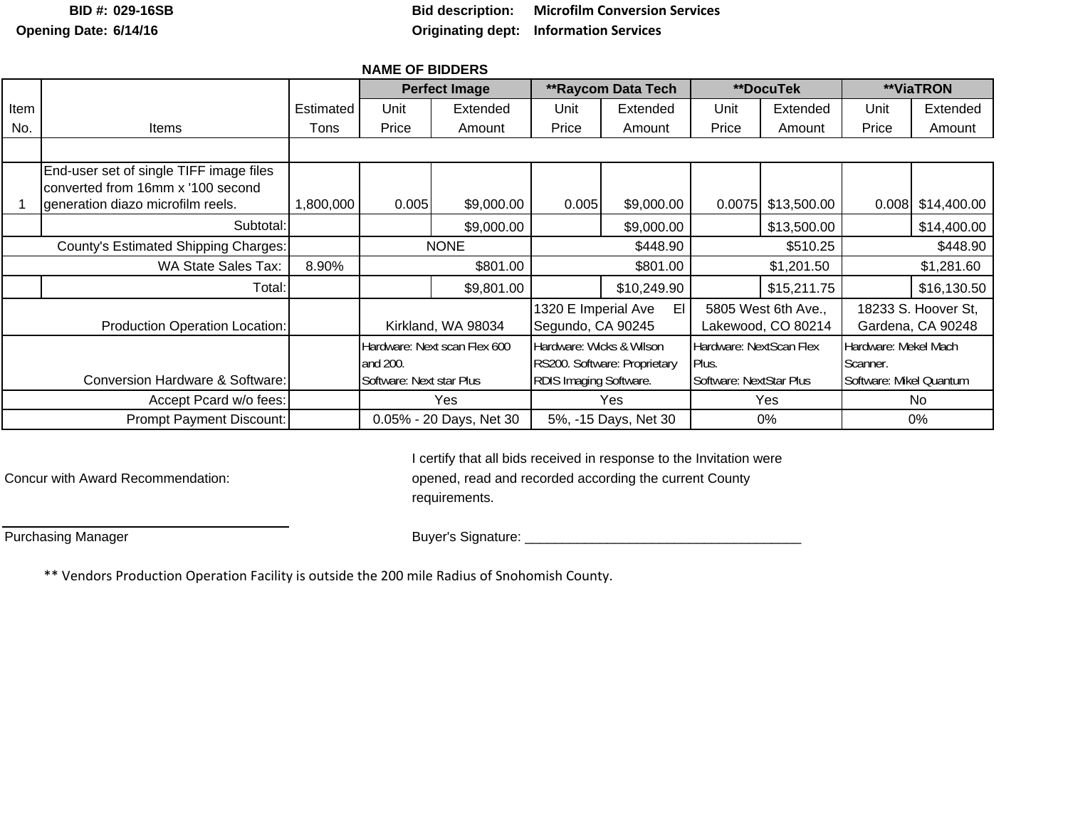**BID #: 029-16SB** **Bid description: Microfilm Conversion Services**

**Opening Date: 6/14/16** **Originating dept: Information Services**

**NAME OF BIDDERS**

| Item No. | Items | Estimated Tons | **Perfect Image** Unit Price | Extended Amount | **\*\*Raycom Data Tech** Unit Price | Extended Amount | **\*\*DocuTek** Unit Price | Extended Amount | **\*\*ViaTRON** Unit Price | Extended Amount |
|---|---|---|---|---|---|---|---|---|---|---|
| 1 | End-user set of single TIFF image files converted from 16mm x '100 second generation diazo microfilm reels. | 1,800,000 | 0.005 | $9,000.00 | 0.005 | $9,000.00 | 0.0075 | $13,500.00 | 0.008 | $14,400.00 |
| | Subtotal: | | | $9,000.00 | | $9,000.00 | | $13,500.00 | | $14,400.00 |
| | County's Estimated Shipping Charges: | | NONE | | $448.90 | | $510.25 | | $448.90 | |
| | WA State Sales Tax: | 8.90% | $801.00 | | $801.00 | | $1,201.50 | | $1,281.60 | |
| | Total: | | | $9,801.00 | | $10,249.90 | | $15,211.75 | | $16,130.50 |
| | Production Operation Location: | | Kirkland, WA 98034 | | 1320 E Imperial Ave El Segundo, CA 90245 | | 5805 West 6th Ave., Lakewood, CO 80214 | | 18233 S. Hoover St, Gardena, CA 90248 | |
| | Conversion Hardware & Software: | | Hardware: Next scan Flex 600 and 200. Software: Next star Plus | | Hardware: Wicks & Wilson RS200. Software: Proprietary RDIS Imaging Software. | | Hardware: NextScan Flex Plus. Software: NextStar Plus | | Hardware: Mekel Mach Scanner. Software: Mikel Quantum | |
| | Accept Pcard w/o fees: | | Yes | | Yes | | Yes | | No | |
| | Prompt Payment Discount: | | 0.05% - 20 Days, Net 30 | | 5%, -15 Days, Net 30 | | 0% | | 0% | |

Concur with Award Recommendation:

I certify that all bids received in response to the Invitation were opened, read and recorded according the current County requirements.

Purchasing Manager

Buyer's Signature: ____________________________________

\*\* Vendors Production Operation Facility is outside the 200 mile Radius of Snohomish County.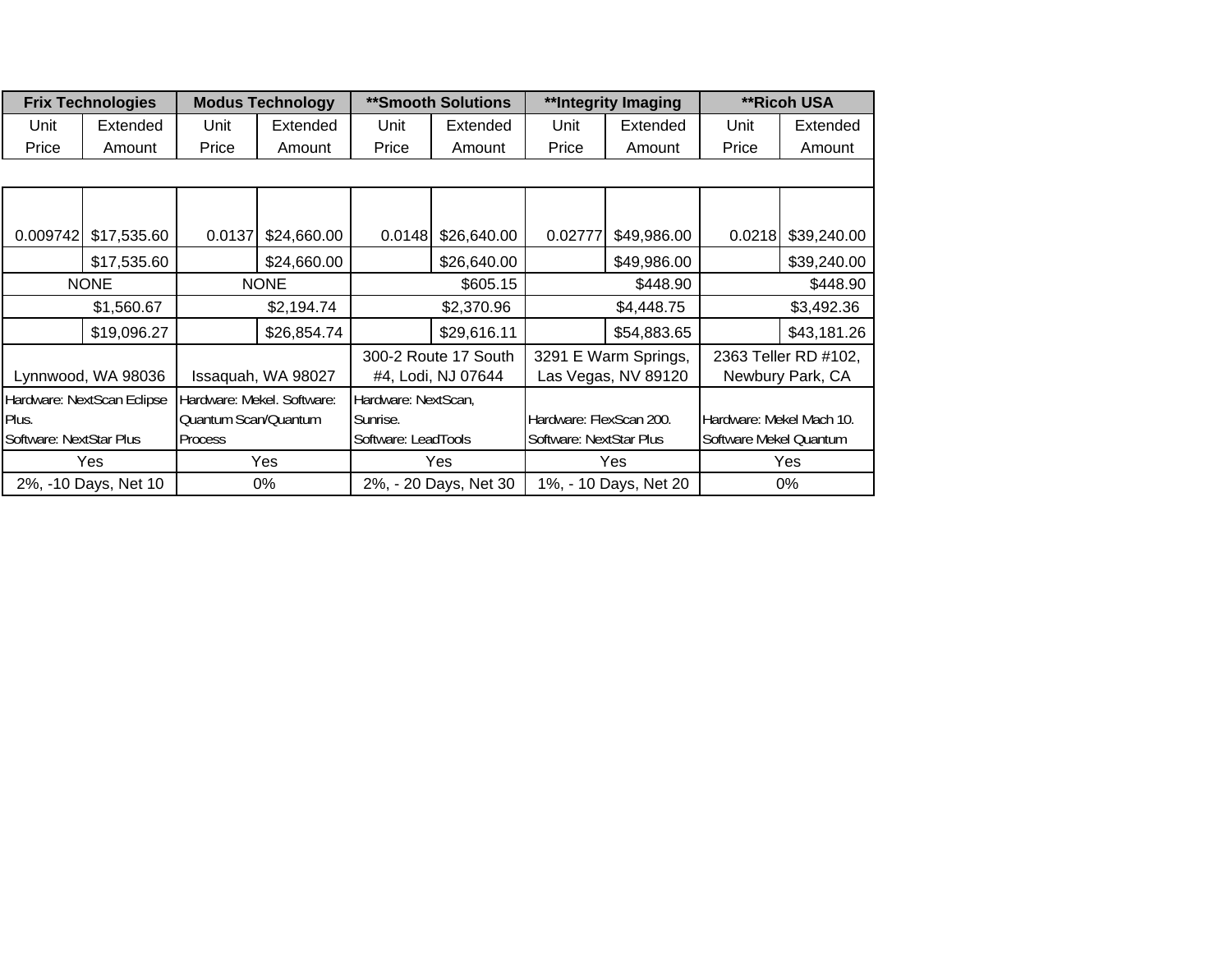| Frix Technologies | | Modus Technology | | **Smooth Solutions | | **Integrity Imaging | | **Ricoh USA | |
|---|---|---|---|---|---|---|---|---|---|
| Unit Price | Extended Amount | Unit Price | Extended Amount | Unit Price | Extended Amount | Unit Price | Extended Amount | Unit Price | Extended Amount |
| | | | | | | | | | |
| 0.009742 | $17,535.60 | 0.0137 | $24,660.00 | 0.0148 | $26,640.00 | 0.02777 | $49,986.00 | 0.0218 | $39,240.00 |
| | $17,535.60 | | $24,660.00 | | $26,640.00 | | $49,986.00 | | $39,240.00 |
| NONE | | NONE | | | $605.15 | | $448.90 | | $448.90 |
| | $1,560.67 | | $2,194.74 | | $2,370.96 | | $4,448.75 | | $3,492.36 |
| | $19,096.27 | | $26,854.74 | | $29,616.11 | | $54,883.65 | | $43,181.26 |
| Lynnwood, WA 98036 | | Issaquah, WA 98027 | | 300-2 Route 17 South #4, Lodi, NJ 07644 | | 3291 E Warm Springs, Las Vegas, NV 89120 | | 2363 Teller RD #102, Newbury Park, CA | |
| Hardware: NextScan Eclipse Plus. Software: NextStar Plus | | Hardware: Mekel. Software: Quantum Scan/Quantum Process | | Hardware: NextScan, Sunrise. Software: LeadTools | | Hardware: FlexScan 200. Software: NextStar Plus | | Hardware: Mekel Mach 10. Software Mekel Quantum | |
| Yes | | Yes | | Yes | | Yes | | Yes | |
| 2%, -10 Days, Net 10 | | 0% | | 2%, - 20 Days, Net 30 | | 1%, - 10 Days, Net 20 | | 0% | |